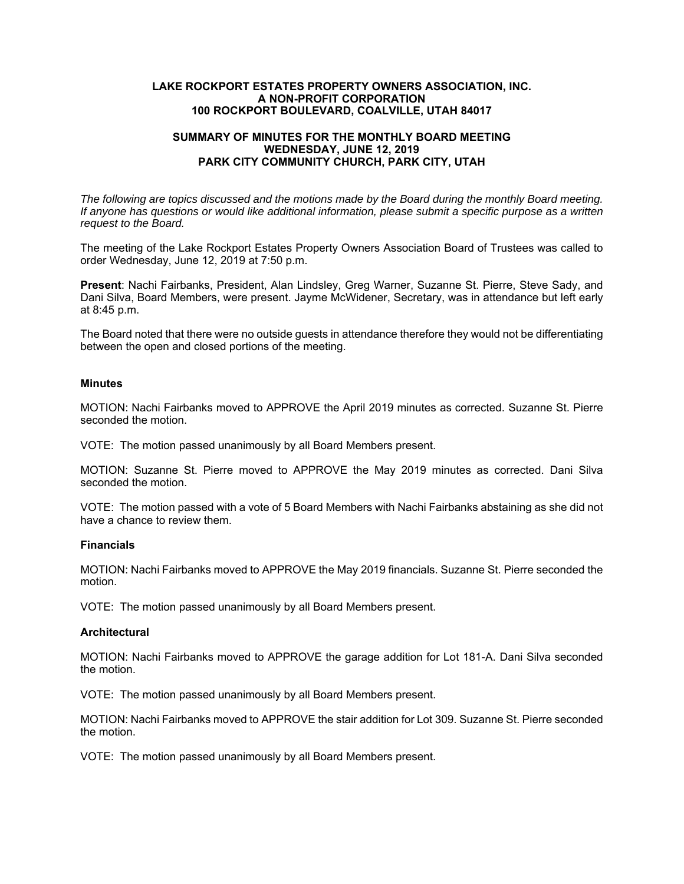**LAKE ROCKPORT ESTATES PROPERTY OWNERS ASSOCIATION, INC.**
**A NON-PROFIT CORPORATION**
**100 ROCKPORT BOULEVARD, COALVILLE, UTAH 84017**

**SUMMARY OF MINUTES FOR THE MONTHLY BOARD MEETING**
**WEDNESDAY, JUNE 12, 2019**
**PARK CITY COMMUNITY CHURCH, PARK CITY, UTAH**

*The following are topics discussed and the motions made by the Board during the monthly Board meeting. If anyone has questions or would like additional information, please submit a specific purpose as a written request to the Board.*

The meeting of the Lake Rockport Estates Property Owners Association Board of Trustees was called to order Wednesday, June 12, 2019 at 7:50 p.m.

**Present**: Nachi Fairbanks, President, Alan Lindsley, Greg Warner, Suzanne St. Pierre, Steve Sady, and Dani Silva, Board Members, were present. Jayme McWidener, Secretary, was in attendance but left early at 8:45 p.m.

The Board noted that there were no outside guests in attendance therefore they would not be differentiating between the open and closed portions of the meeting.

### Minutes

MOTION: Nachi Fairbanks moved to APPROVE the April 2019 minutes as corrected. Suzanne St. Pierre seconded the motion.

VOTE: The motion passed unanimously by all Board Members present.

MOTION: Suzanne St. Pierre moved to APPROVE the May 2019 minutes as corrected. Dani Silva seconded the motion.

VOTE: The motion passed with a vote of 5 Board Members with Nachi Fairbanks abstaining as she did not have a chance to review them.

### Financials

MOTION: Nachi Fairbanks moved to APPROVE the May 2019 financials. Suzanne St. Pierre seconded the motion.

VOTE: The motion passed unanimously by all Board Members present.

### Architectural

MOTION: Nachi Fairbanks moved to APPROVE the garage addition for Lot 181-A. Dani Silva seconded the motion.

VOTE: The motion passed unanimously by all Board Members present.

MOTION: Nachi Fairbanks moved to APPROVE the stair addition for Lot 309. Suzanne St. Pierre seconded the motion.

VOTE: The motion passed unanimously by all Board Members present.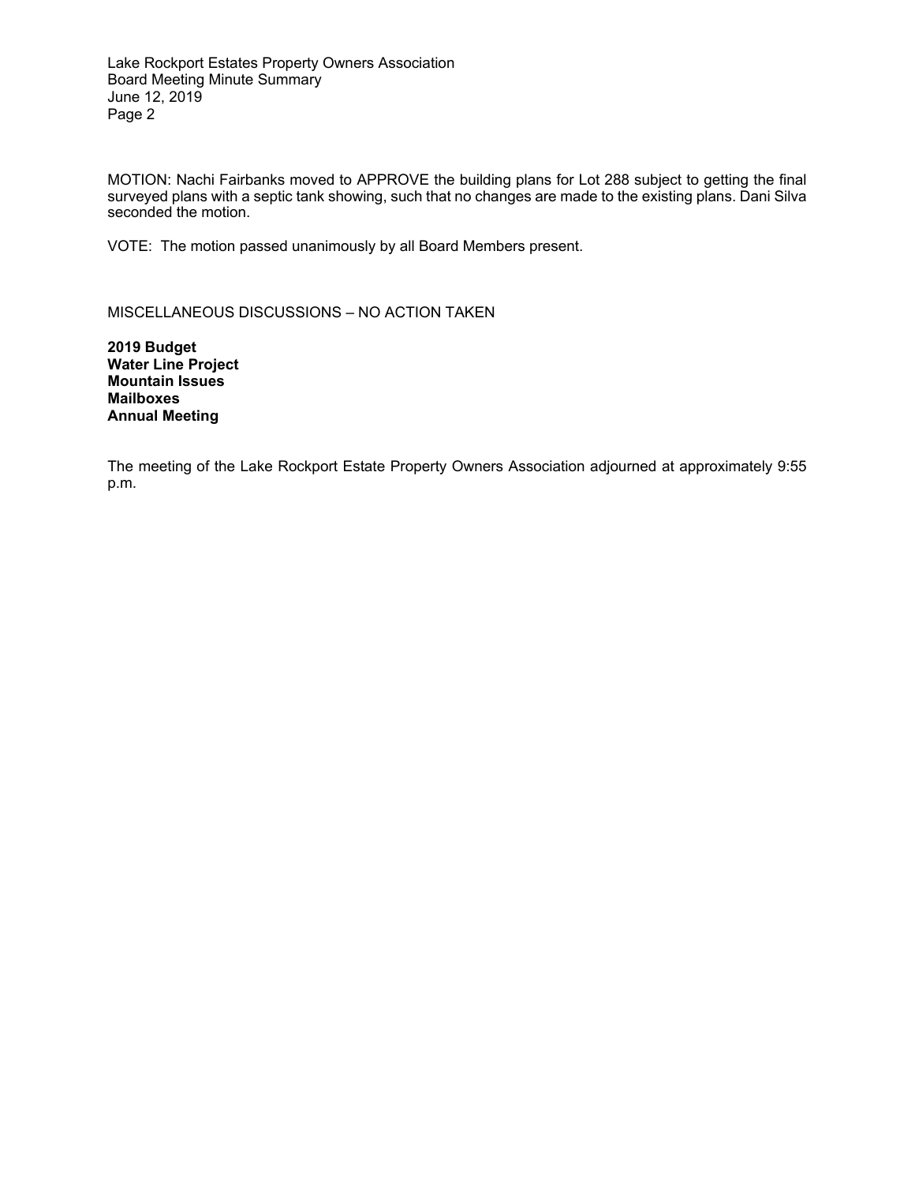MOTION: Nachi Fairbanks moved to APPROVE the building plans for Lot 288 subject to getting the final surveyed plans with a septic tank showing, such that no changes are made to the existing plans. Dani Silva seconded the motion.

VOTE: The motion passed unanimously by all Board Members present.

MISCELLANEOUS DISCUSSIONS – NO ACTION TAKEN

**2019 Budget**
**Water Line Project**
**Mountain Issues**
**Mailboxes**
**Annual Meeting**

The meeting of the Lake Rockport Estate Property Owners Association adjourned at approximately 9:55 p.m.